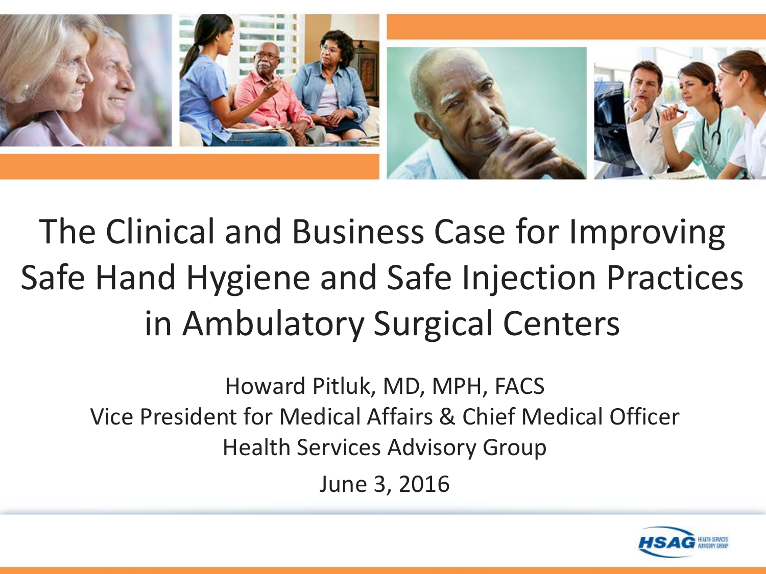# The Clinical and Business Case for Improving Safe Hand Hygiene and Safe Injection Practices in Ambulatory Surgical Centers

Howard Pitluk, MD, MPH, FACS

Vice President for Medical Affairs & Chief Medical Officer

Health Services Advisory Group

June 3, 2016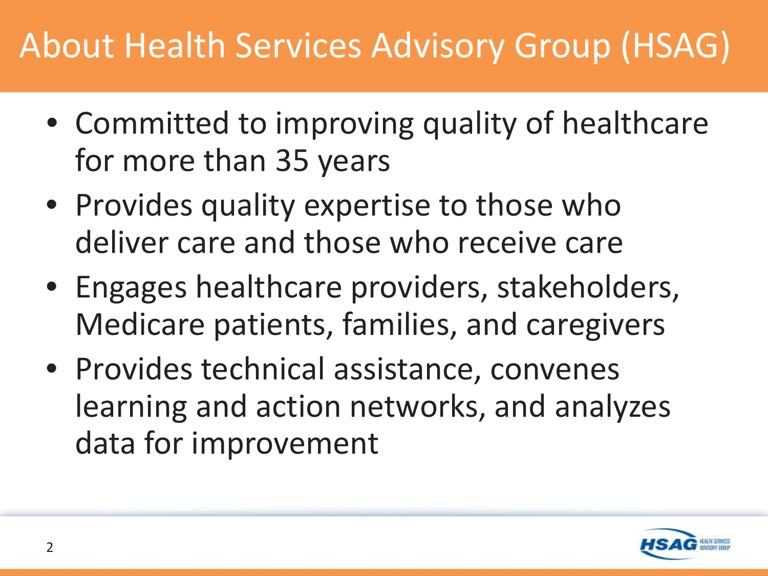# About Health Services Advisory Group (HSAG)

- Committed to improving quality of healthcare for more than 35 years
- Provides quality expertise to those who deliver care and those who receive care
- Engages healthcare providers, stakeholders, Medicare patients, families, and caregivers
- Provides technical assistance, convenes learning and action networks, and analyzes data for improvement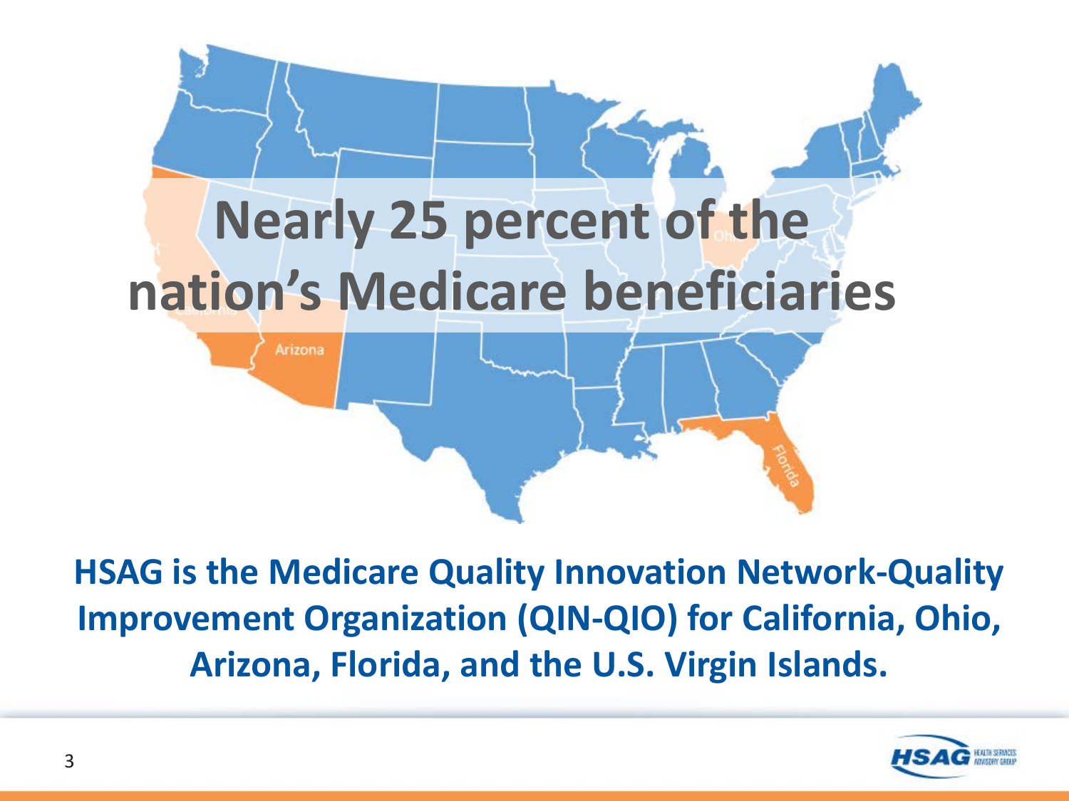# Nearly 25 percent of the nation's Medicare beneficiaries

**HSAG is the Medicare Quality Innovation Network-Quality Improvement Organization (QIN-QIO) for California, Ohio, Arizona, Florida, and the U.S. Virgin Islands.**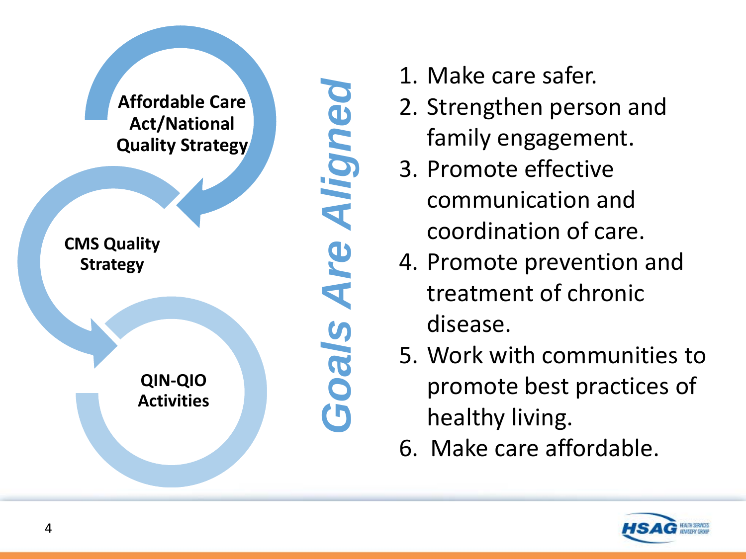Affordable Care Act/National Quality Strategy

CMS Quality Strategy

QIN-QIO Activities

## *Goals Are Aligned*

1. Make care safer.
2. Strengthen person and family engagement.
3. Promote effective communication and coordination of care.
4. Promote prevention and treatment of chronic disease.
5. Work with communities to promote best practices of healthy living.
6. Make care affordable.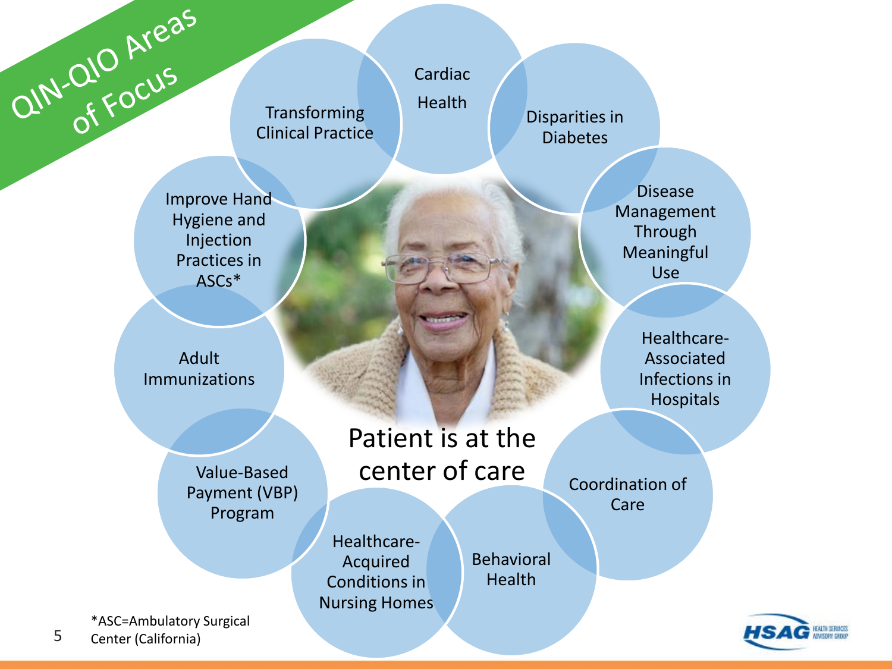# QIN-QIO Areas of Focus

- Cardiac Health
- Disparities in Diabetes
- Disease Management Through Meaningful Use
- Healthcare-Associated Infections in Hospitals
- Coordination of Care
- Behavioral Health
- Healthcare-Acquired Conditions in Nursing Homes
- Value-Based Payment (VBP) Program
- Adult Immunizations
- Improve Hand Hygiene and Injection Practices in ASCs*
- Transforming Clinical Practice

Patient is at the center of care

*ASC=Ambulatory Surgical Center (California)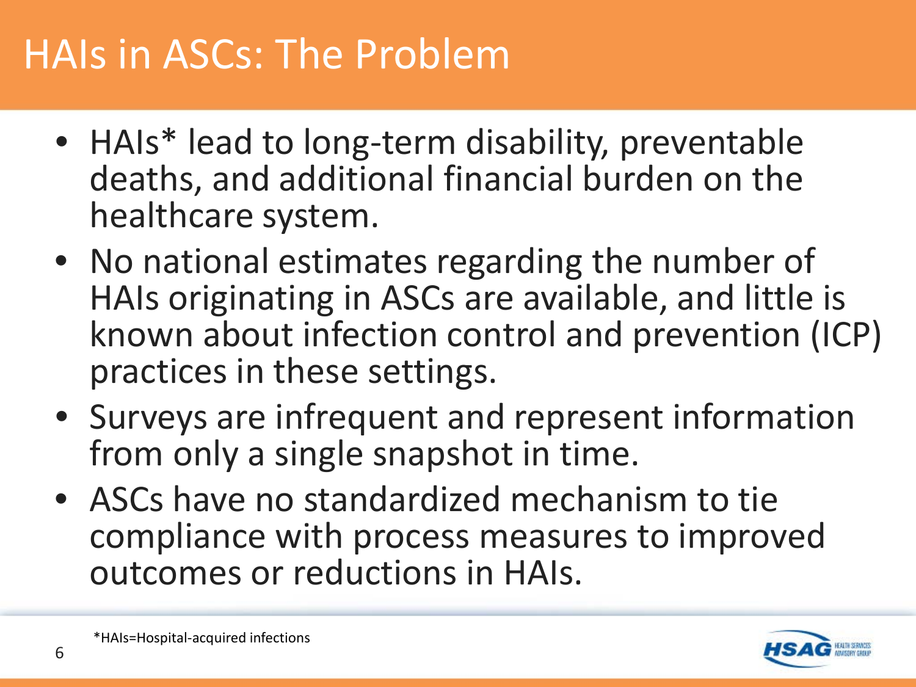# HAIs in ASCs: The Problem

- HAIs* lead to long-term disability, preventable deaths, and additional financial burden on the healthcare system.
- No national estimates regarding the number of HAIs originating in ASCs are available, and little is known about infection control and prevention (ICP) practices in these settings.
- Surveys are infrequent and represent information from only a single snapshot in time.
- ASCs have no standardized mechanism to tie compliance with process measures to improved outcomes or reductions in HAIs.

*HAIs=Hospital-acquired infections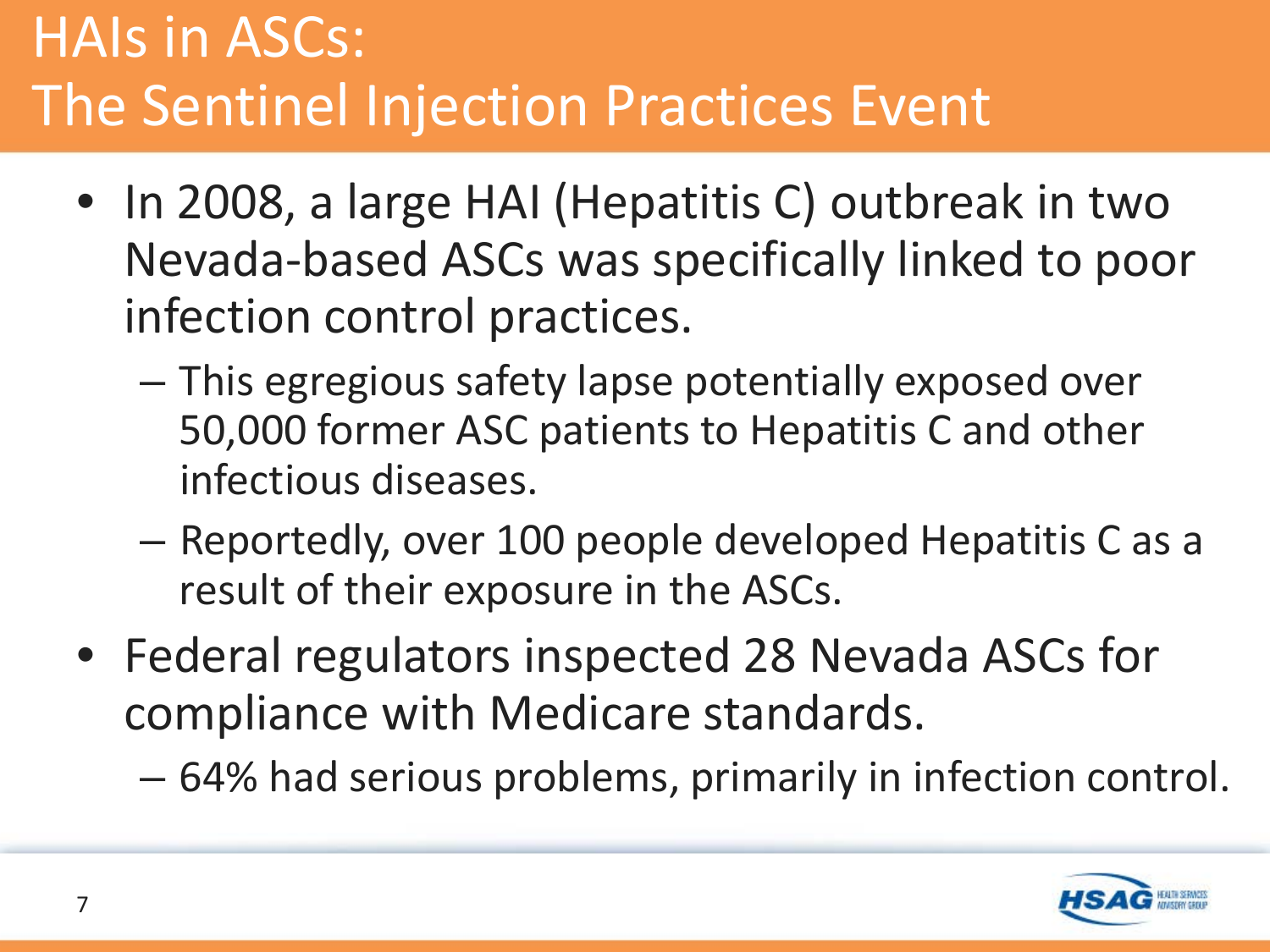# HAIs in ASCs:
# The Sentinel Injection Practices Event

- In 2008, a large HAI (Hepatitis C) outbreak in two Nevada-based ASCs was specifically linked to poor infection control practices.
  - This egregious safety lapse potentially exposed over 50,000 former ASC patients to Hepatitis C and other infectious diseases.
  - Reportedly, over 100 people developed Hepatitis C as a result of their exposure in the ASCs.
- Federal regulators inspected 28 Nevada ASCs for compliance with Medicare standards.
  - 64% had serious problems, primarily in infection control.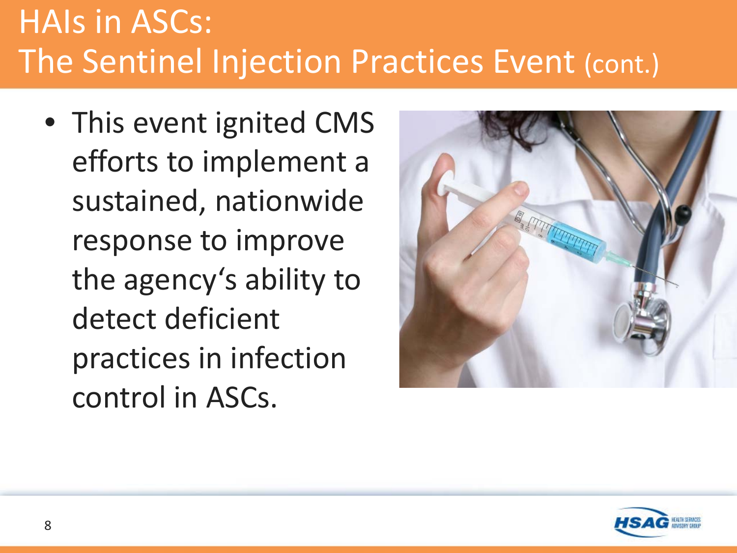# HAIs in ASCs: The Sentinel Injection Practices Event (cont.)

- This event ignited CMS efforts to implement a sustained, nationwide response to improve the agency's ability to detect deficient practices in infection control in ASCs.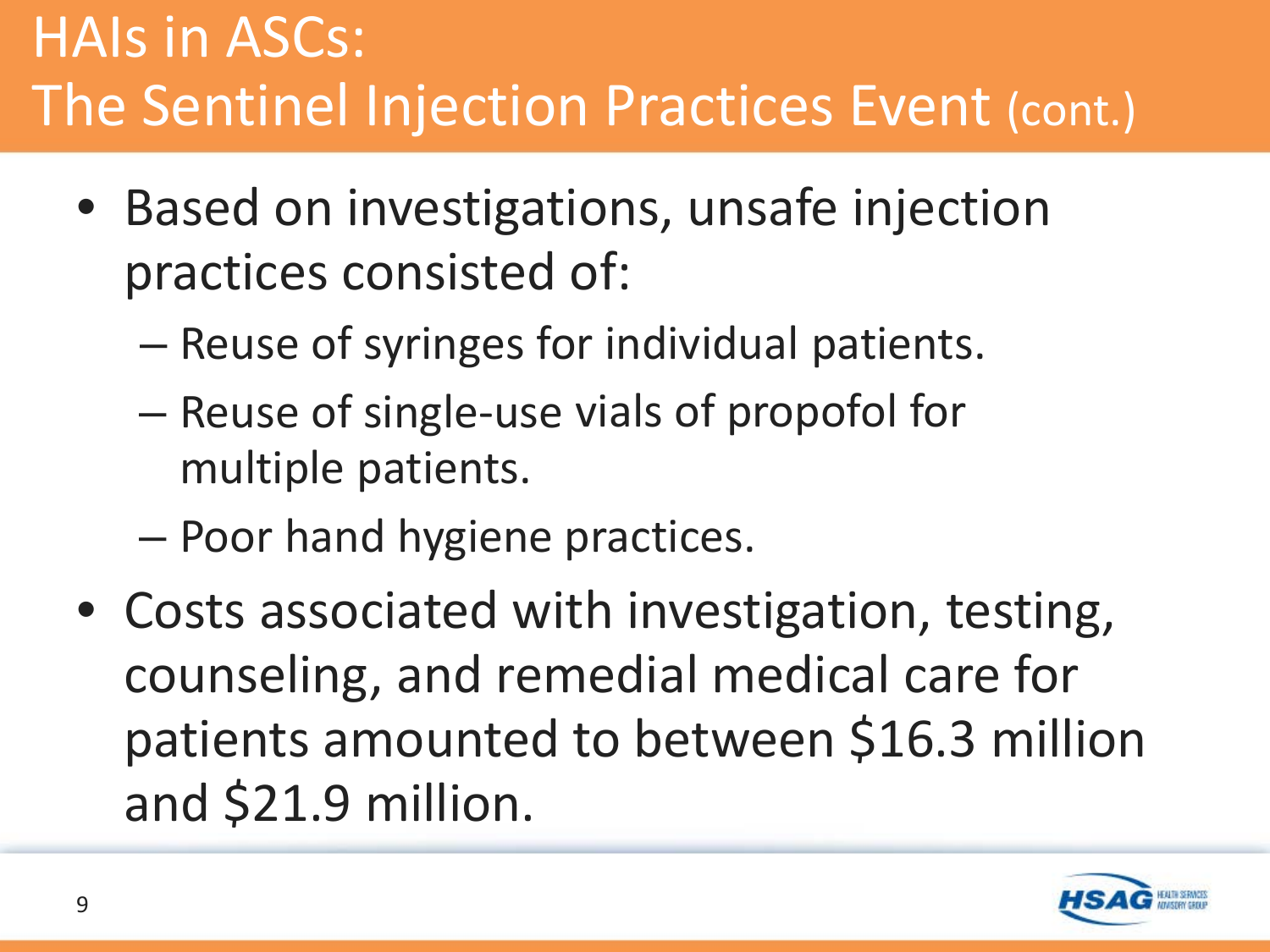# HAIs in ASCs: The Sentinel Injection Practices Event (cont.)

- Based on investigations, unsafe injection practices consisted of:
  - Reuse of syringes for individual patients.
  - Reuse of single-use vials of propofol for multiple patients.
  - Poor hand hygiene practices.
- Costs associated with investigation, testing, counseling, and remedial medical care for patients amounted to between $16.3 million and $21.9 million.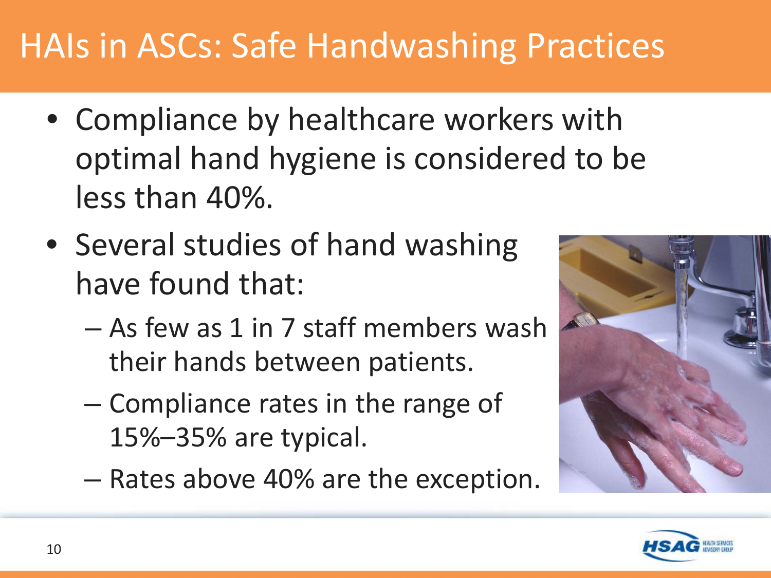# HAIs in ASCs: Safe Handwashing Practices

- Compliance by healthcare workers with optimal hand hygiene is considered to be less than 40%.
- Several studies of hand washing have found that:
  - As few as 1 in 7 staff members wash their hands between patients.
  - Compliance rates in the range of 15%–35% are typical.
  - Rates above 40% are the exception.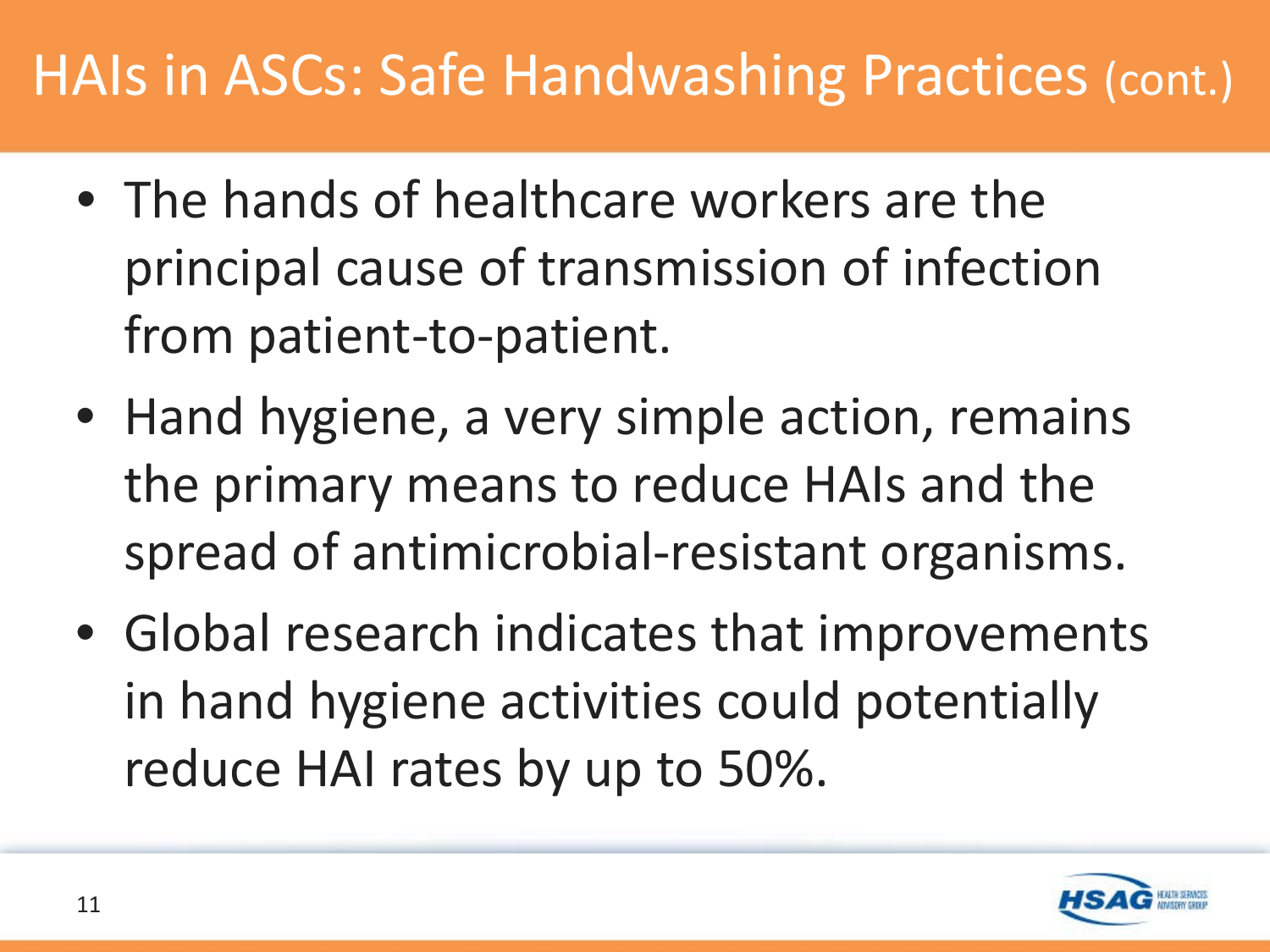# HAIs in ASCs: Safe Handwashing Practices (cont.)

- The hands of healthcare workers are the principal cause of transmission of infection from patient-to-patient.
- Hand hygiene, a very simple action, remains the primary means to reduce HAIs and the spread of antimicrobial-resistant organisms.
- Global research indicates that improvements in hand hygiene activities could potentially reduce HAI rates by up to 50%.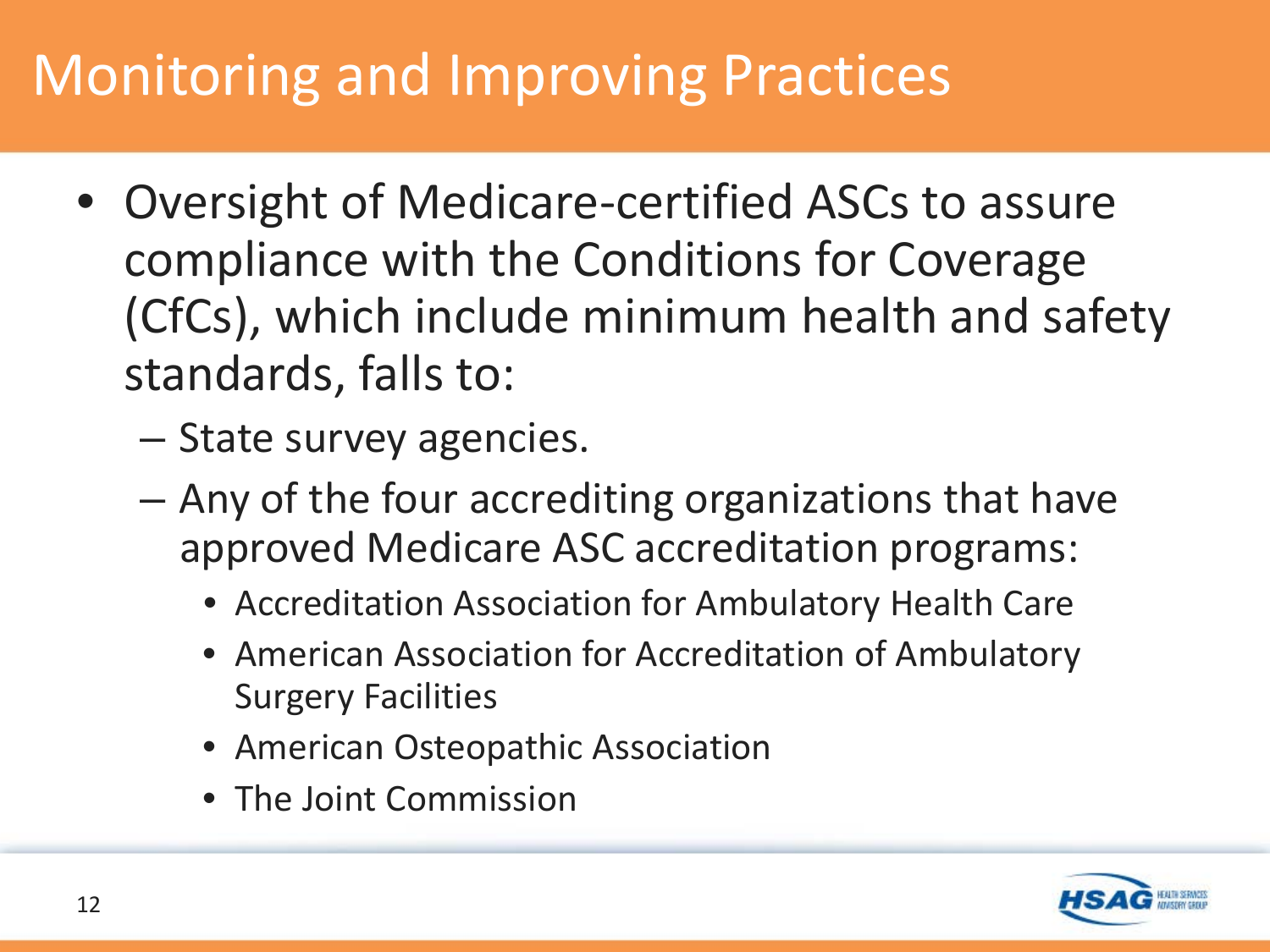# Monitoring and Improving Practices

- Oversight of Medicare-certified ASCs to assure compliance with the Conditions for Coverage (CfCs), which include minimum health and safety standards, falls to:
  - State survey agencies.
  - Any of the four accrediting organizations that have approved Medicare ASC accreditation programs:
    - Accreditation Association for Ambulatory Health Care
    - American Association for Accreditation of Ambulatory Surgery Facilities
    - American Osteopathic Association
    - The Joint Commission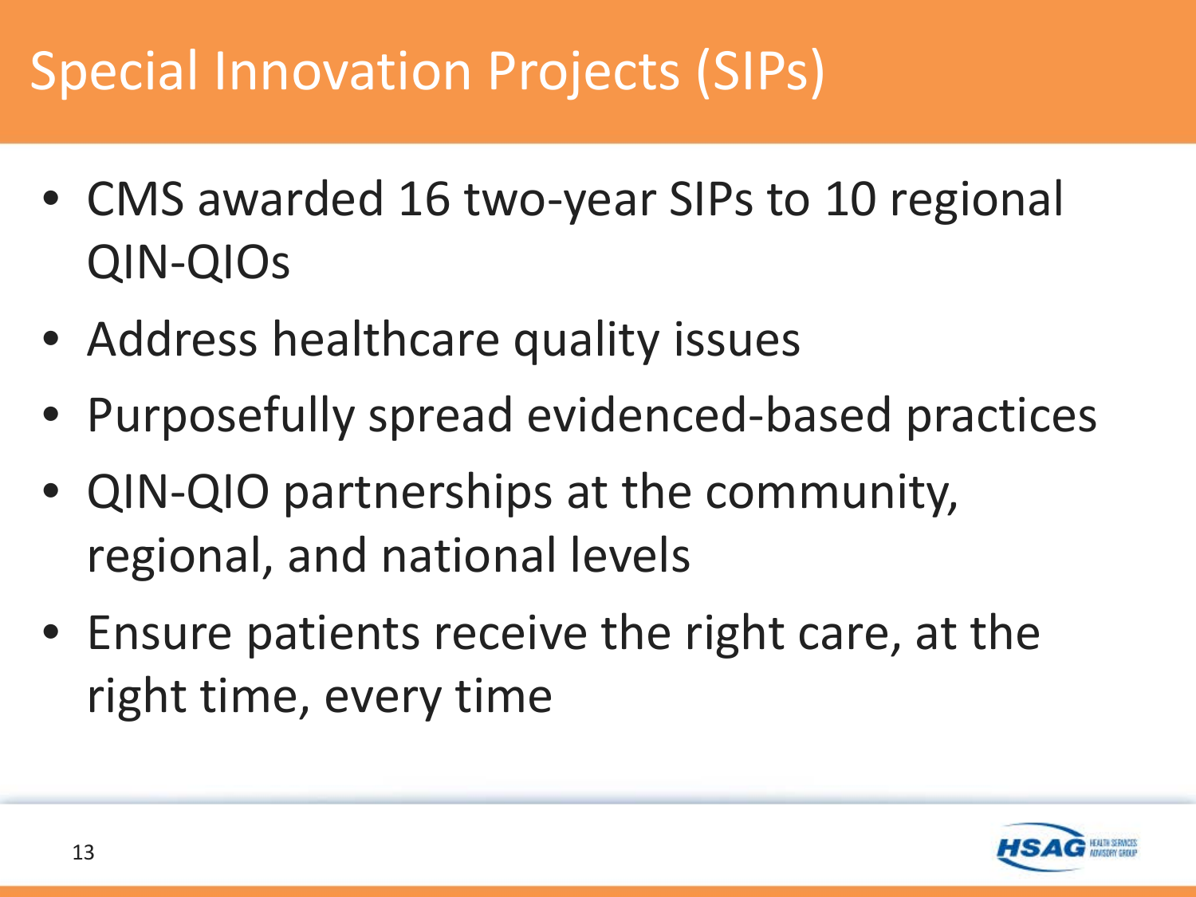# Special Innovation Projects (SIPs)

- CMS awarded 16 two-year SIPs to 10 regional QIN-QIOs
- Address healthcare quality issues
- Purposefully spread evidenced-based practices
- QIN-QIO partnerships at the community, regional, and national levels
- Ensure patients receive the right care, at the right time, every time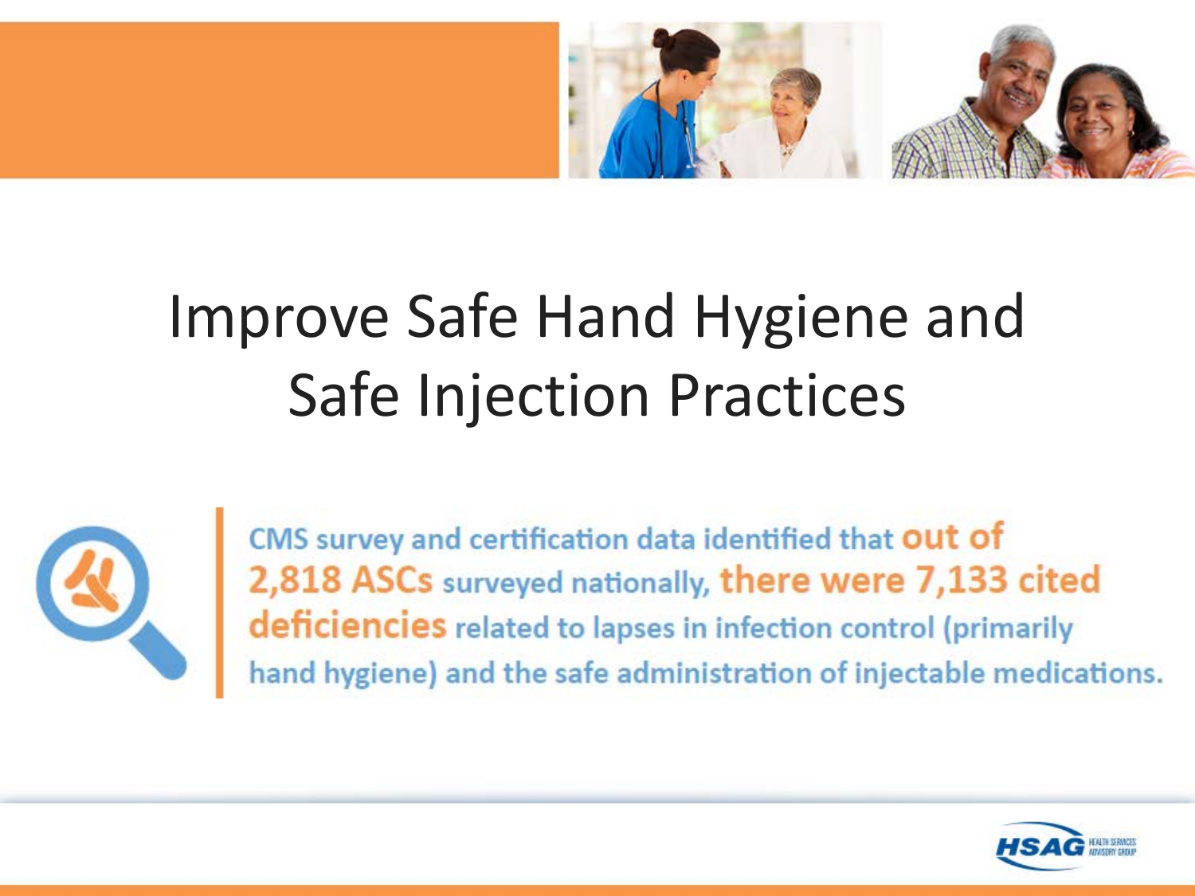# Improve Safe Hand Hygiene and Safe Injection Practices

CMS survey and certification data identified that **out of 2,818 ASCs** surveyed nationally, **there were 7,133 cited deficiencies** related to lapses in infection control (primarily hand hygiene) and the safe administration of injectable medications.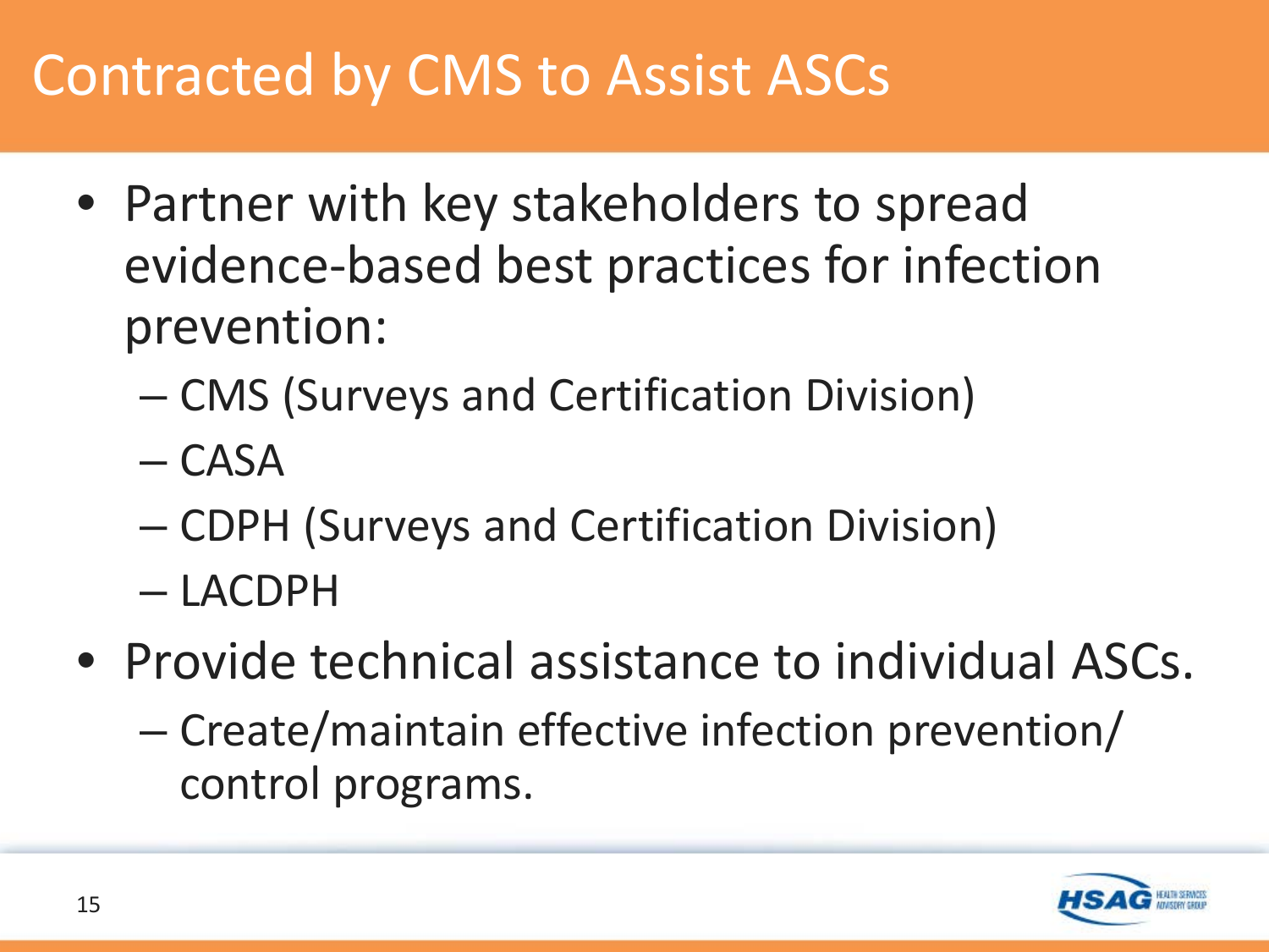# Contracted by CMS to Assist ASCs

- Partner with key stakeholders to spread evidence-based best practices for infection prevention:
  - CMS (Surveys and Certification Division)
  - CASA
  - CDPH (Surveys and Certification Division)
  - LACDPH
- Provide technical assistance to individual ASCs.
  - Create/maintain effective infection prevention/ control programs.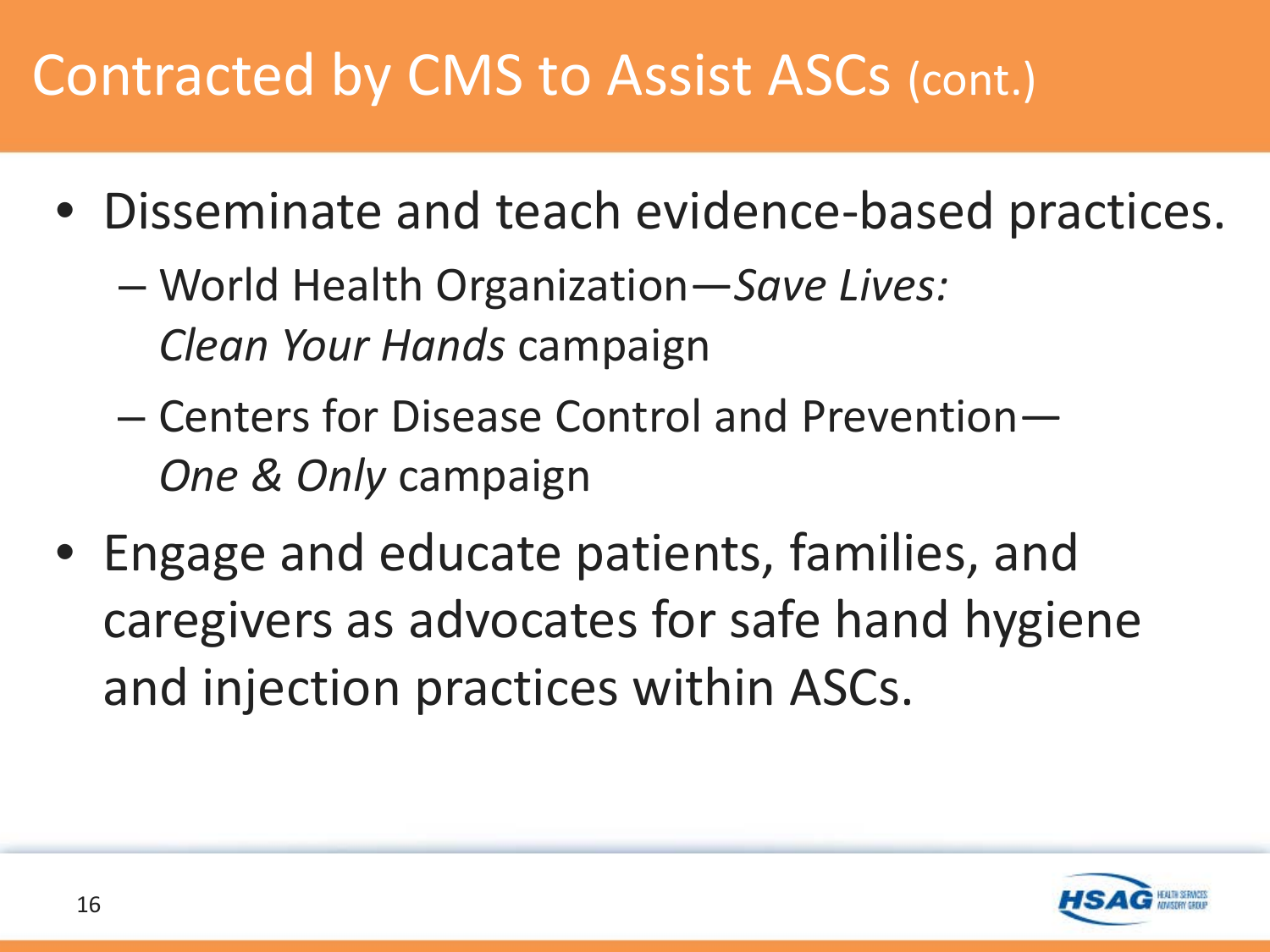# Contracted by CMS to Assist ASCs (cont.)

- Disseminate and teach evidence-based practices.
  - World Health Organization—*Save Lives: Clean Your Hands* campaign
  - Centers for Disease Control and Prevention—*One & Only* campaign
- Engage and educate patients, families, and caregivers as advocates for safe hand hygiene and injection practices within ASCs.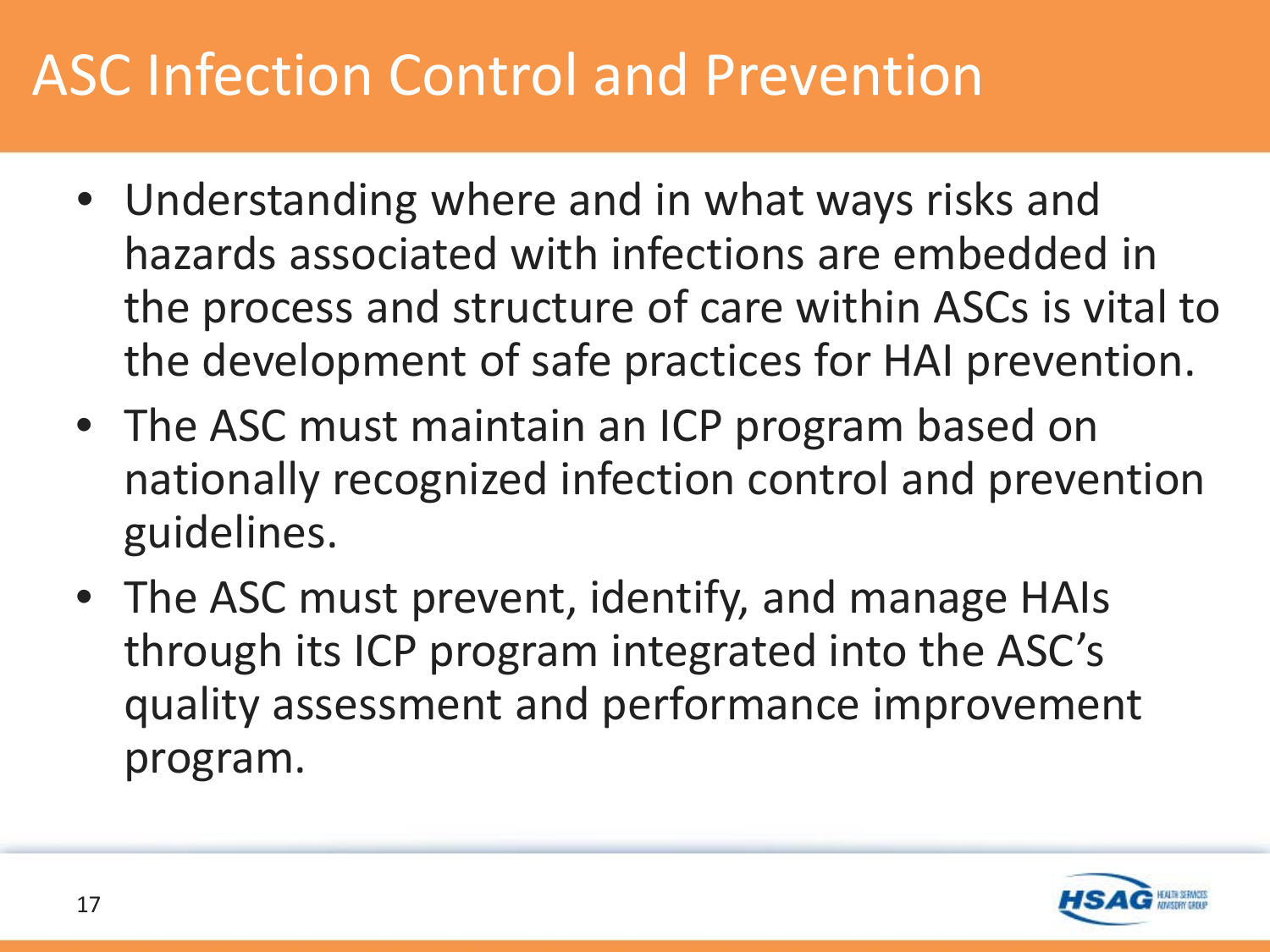# ASC Infection Control and Prevention

- Understanding where and in what ways risks and hazards associated with infections are embedded in the process and structure of care within ASCs is vital to the development of safe practices for HAI prevention.
- The ASC must maintain an ICP program based on nationally recognized infection control and prevention guidelines.
- The ASC must prevent, identify, and manage HAIs through its ICP program integrated into the ASC's quality assessment and performance improvement program.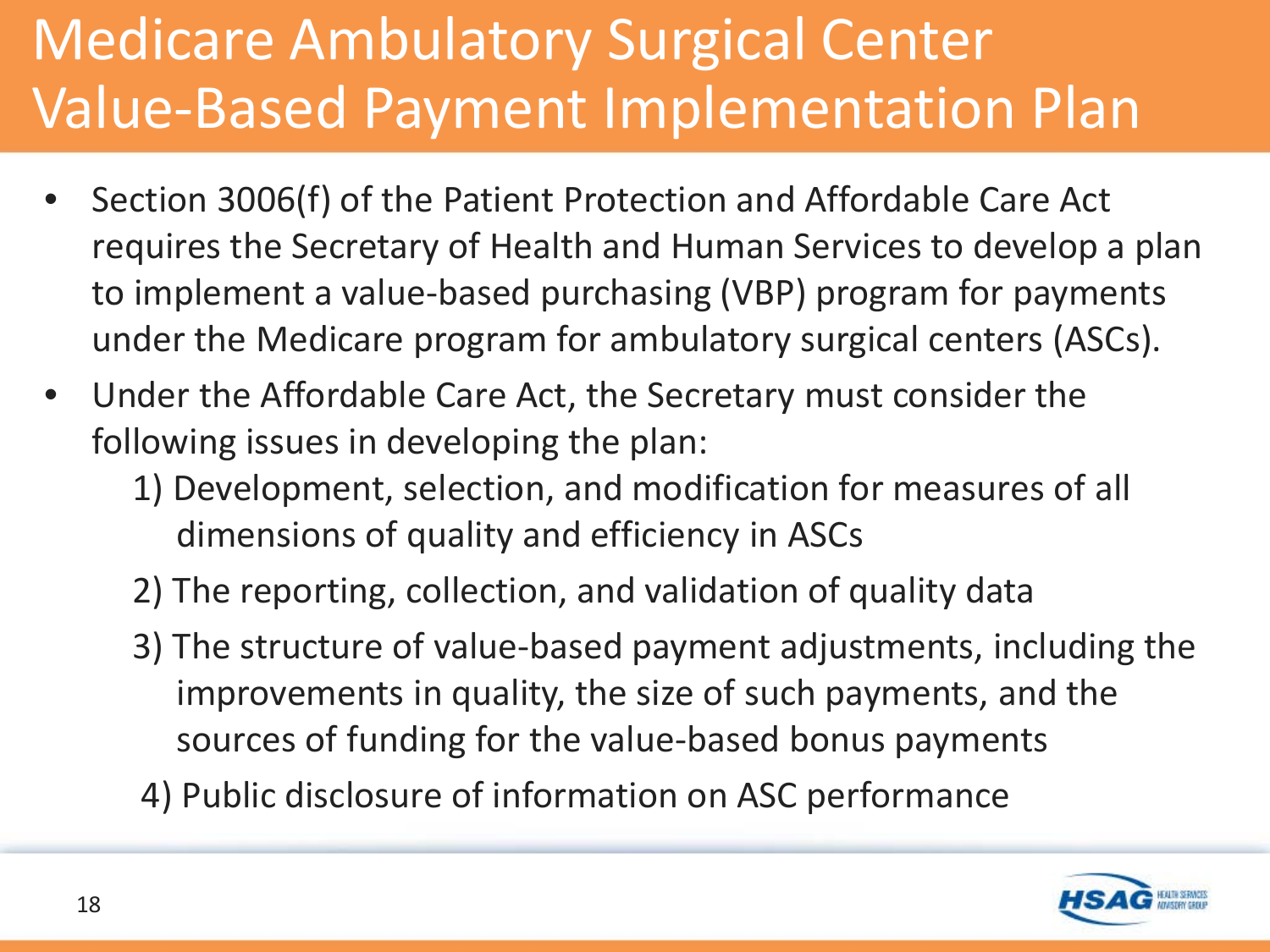# Medicare Ambulatory Surgical Center Value-Based Payment Implementation Plan

- Section 3006(f) of the Patient Protection and Affordable Care Act requires the Secretary of Health and Human Services to develop a plan to implement a value-based purchasing (VBP) program for payments under the Medicare program for ambulatory surgical centers (ASCs).
- Under the Affordable Care Act, the Secretary must consider the following issues in developing the plan:
  1) Development, selection, and modification for measures of all dimensions of quality and efficiency in ASCs
  2) The reporting, collection, and validation of quality data
  3) The structure of value-based payment adjustments, including the improvements in quality, the size of such payments, and the sources of funding for the value-based bonus payments
  4) Public disclosure of information on ASC performance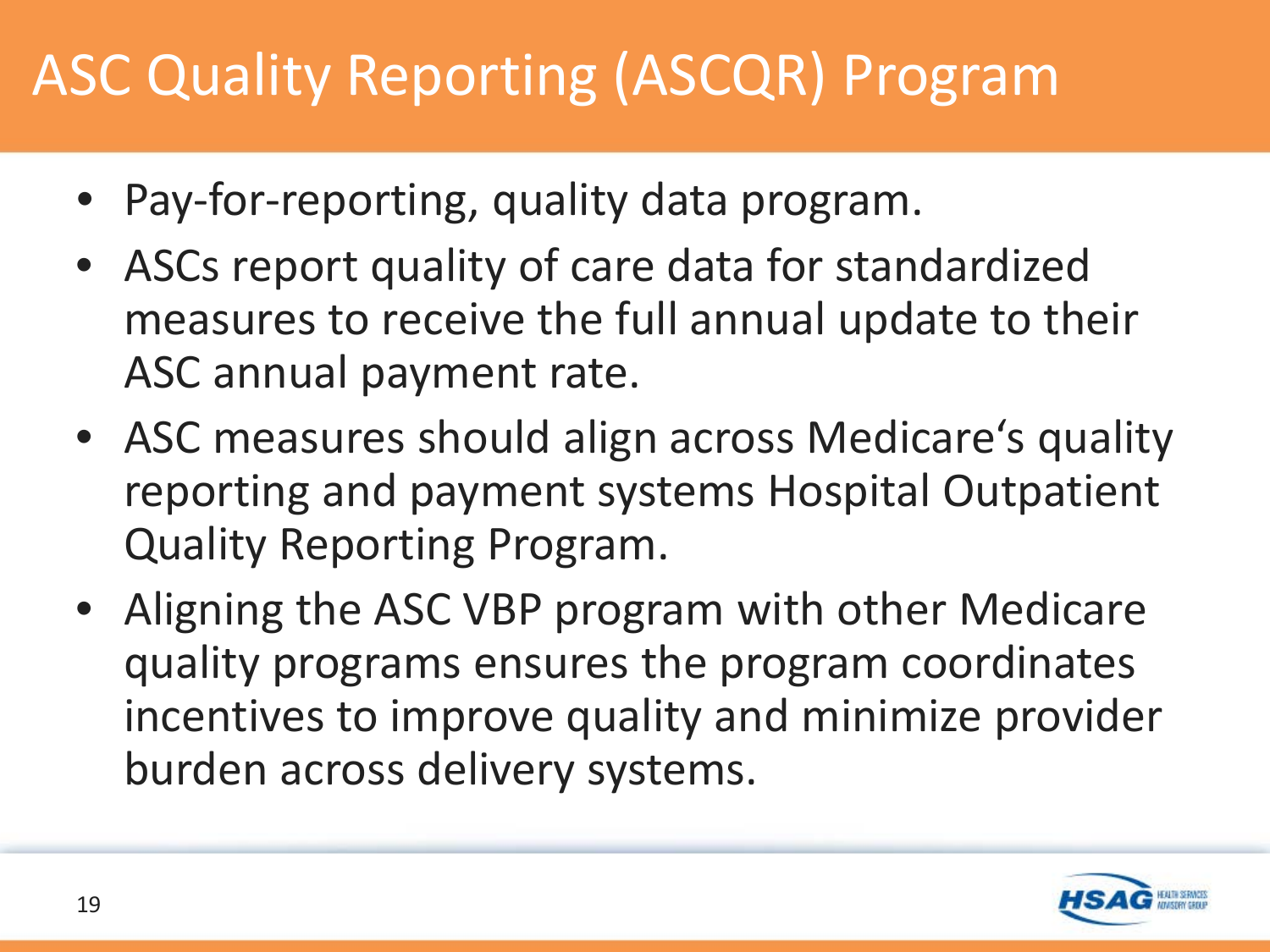# ASC Quality Reporting (ASCQR) Program

- Pay-for-reporting, quality data program.
- ASCs report quality of care data for standardized measures to receive the full annual update to their ASC annual payment rate.
- ASC measures should align across Medicare's quality reporting and payment systems Hospital Outpatient Quality Reporting Program.
- Aligning the ASC VBP program with other Medicare quality programs ensures the program coordinates incentives to improve quality and minimize provider burden across delivery systems.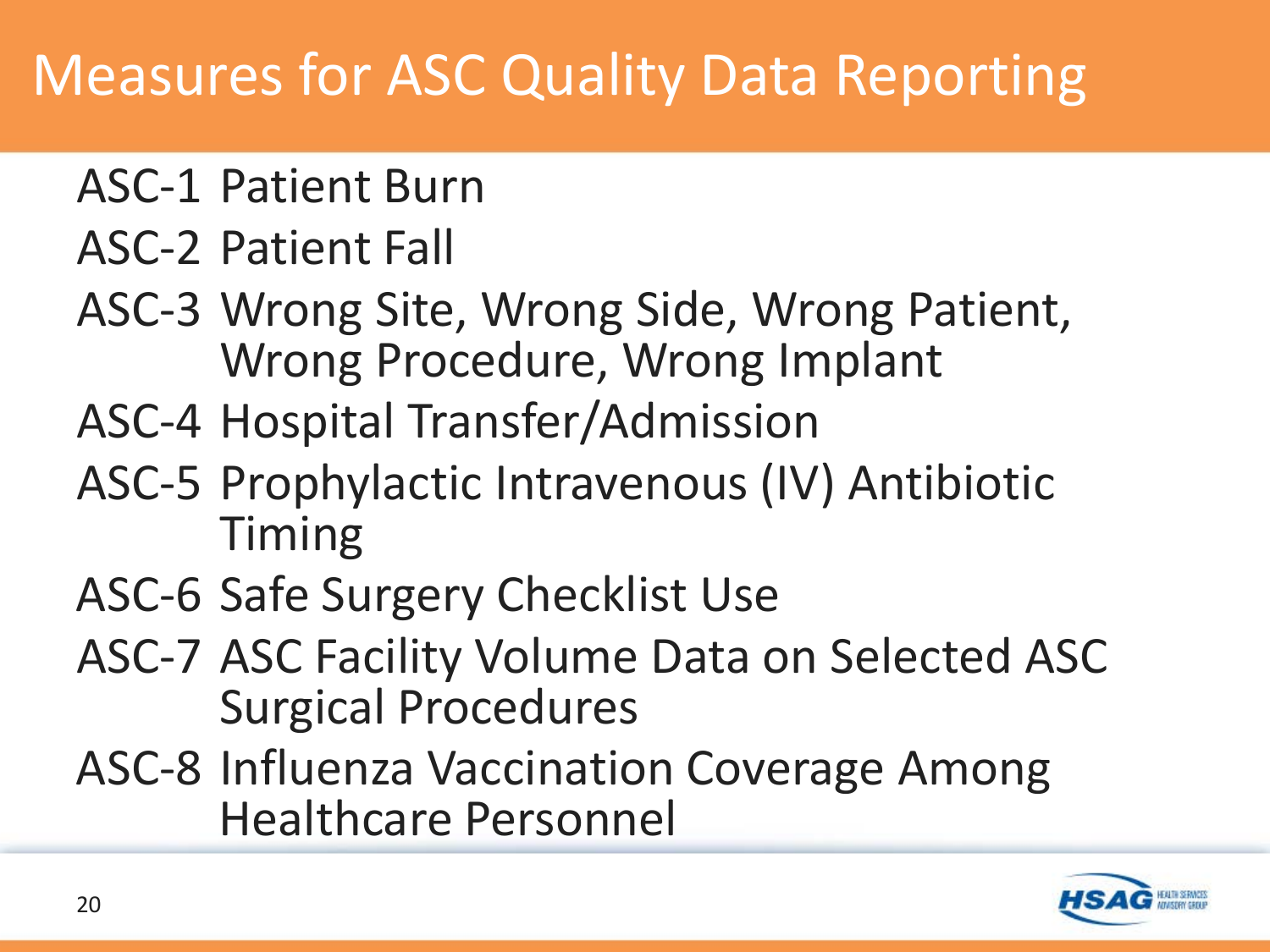# Measures for ASC Quality Data Reporting

- ASC-1 Patient Burn
- ASC-2 Patient Fall
- ASC-3 Wrong Site, Wrong Side, Wrong Patient, Wrong Procedure, Wrong Implant
- ASC-4 Hospital Transfer/Admission
- ASC-5 Prophylactic Intravenous (IV) Antibiotic Timing
- ASC-6 Safe Surgery Checklist Use
- ASC-7 ASC Facility Volume Data on Selected ASC Surgical Procedures
- ASC-8 Influenza Vaccination Coverage Among Healthcare Personnel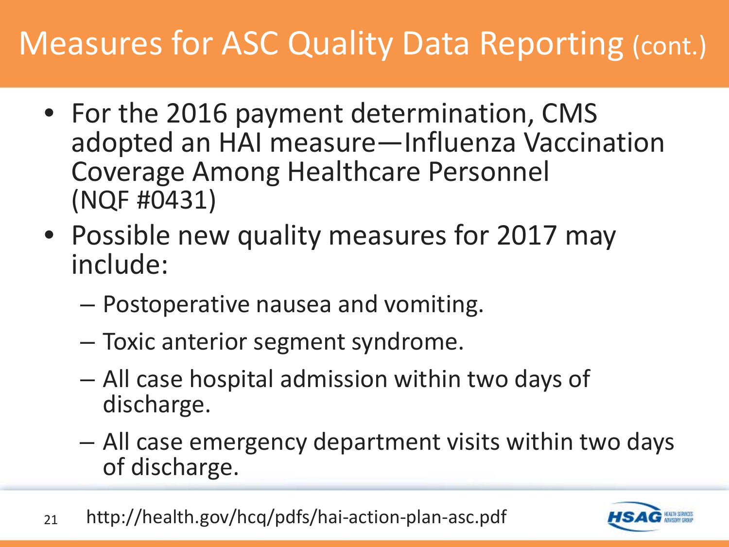# Measures for ASC Quality Data Reporting (cont.)

- For the 2016 payment determination, CMS adopted an HAI measure—Influenza Vaccination Coverage Among Healthcare Personnel (NQF #0431)
- Possible new quality measures for 2017 may include:
  - Postoperative nausea and vomiting.
  - Toxic anterior segment syndrome.
  - All case hospital admission within two days of discharge.
  - All case emergency department visits within two days of discharge.

http://health.gov/hcq/pdfs/hai-action-plan-asc.pdf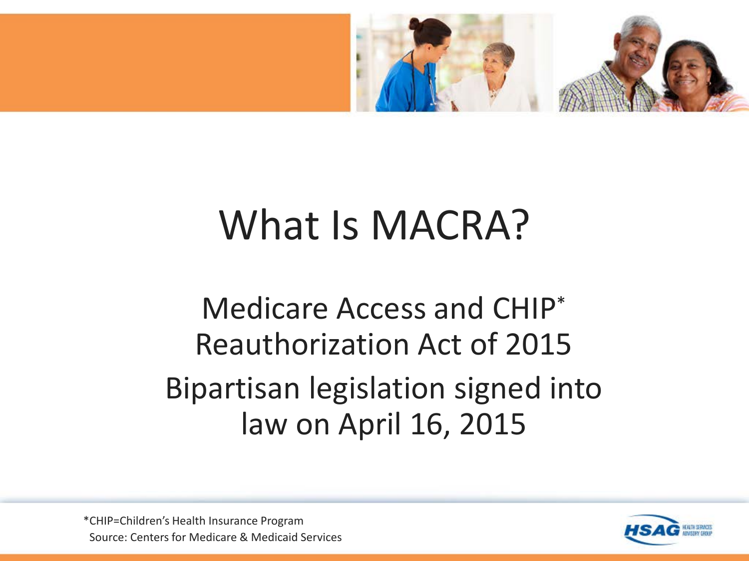# What Is MACRA?

Medicare Access and CHIP* Reauthorization Act of 2015

Bipartisan legislation signed into law on April 16, 2015

*CHIP=Children's Health Insurance Program

Source: Centers for Medicare & Medicaid Services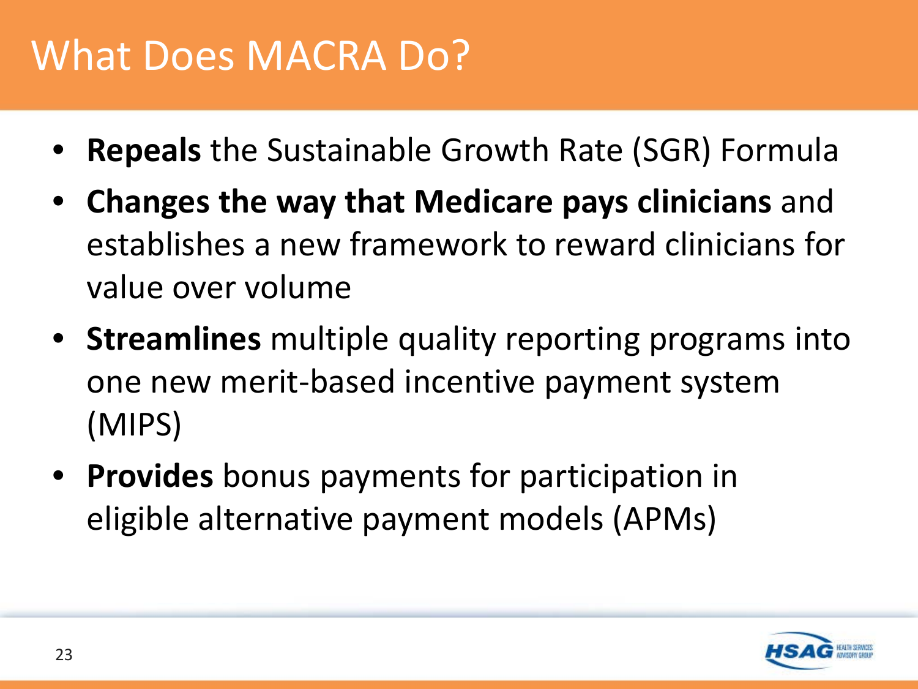# What Does MACRA Do?

- **Repeals** the Sustainable Growth Rate (SGR) Formula
- **Changes the way that Medicare pays clinicians** and establishes a new framework to reward clinicians for value over volume
- **Streamlines** multiple quality reporting programs into one new merit-based incentive payment system (MIPS)
- **Provides** bonus payments for participation in eligible alternative payment models (APMs)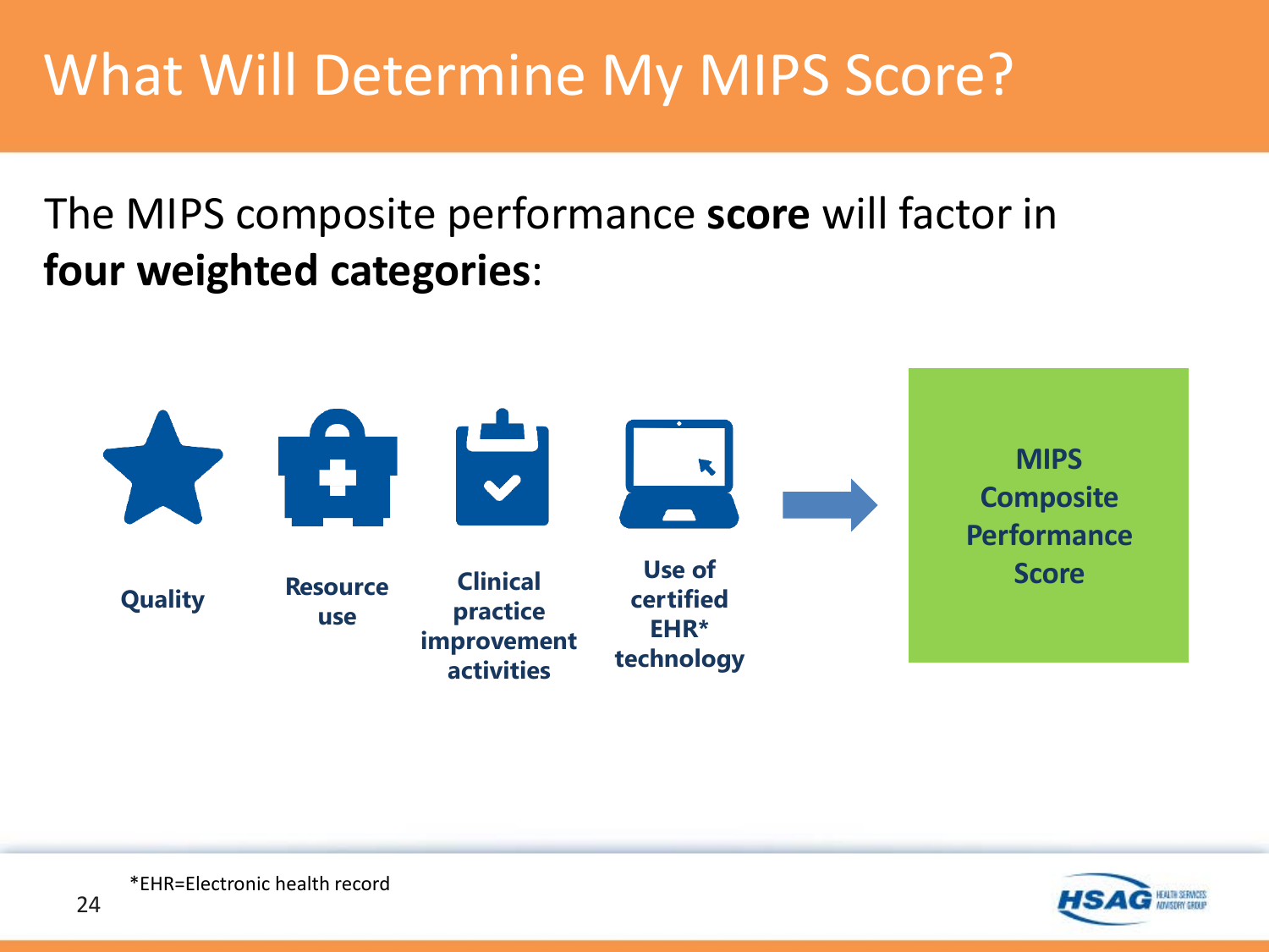# What Will Determine My MIPS Score?

The MIPS composite performance **score** will factor in **four weighted categories**:

- **Quality**
- **Resource use**
- **Clinical practice improvement activities**
- **Use of certified EHR* technology**

→ **MIPS Composite Performance Score**

*EHR=Electronic health record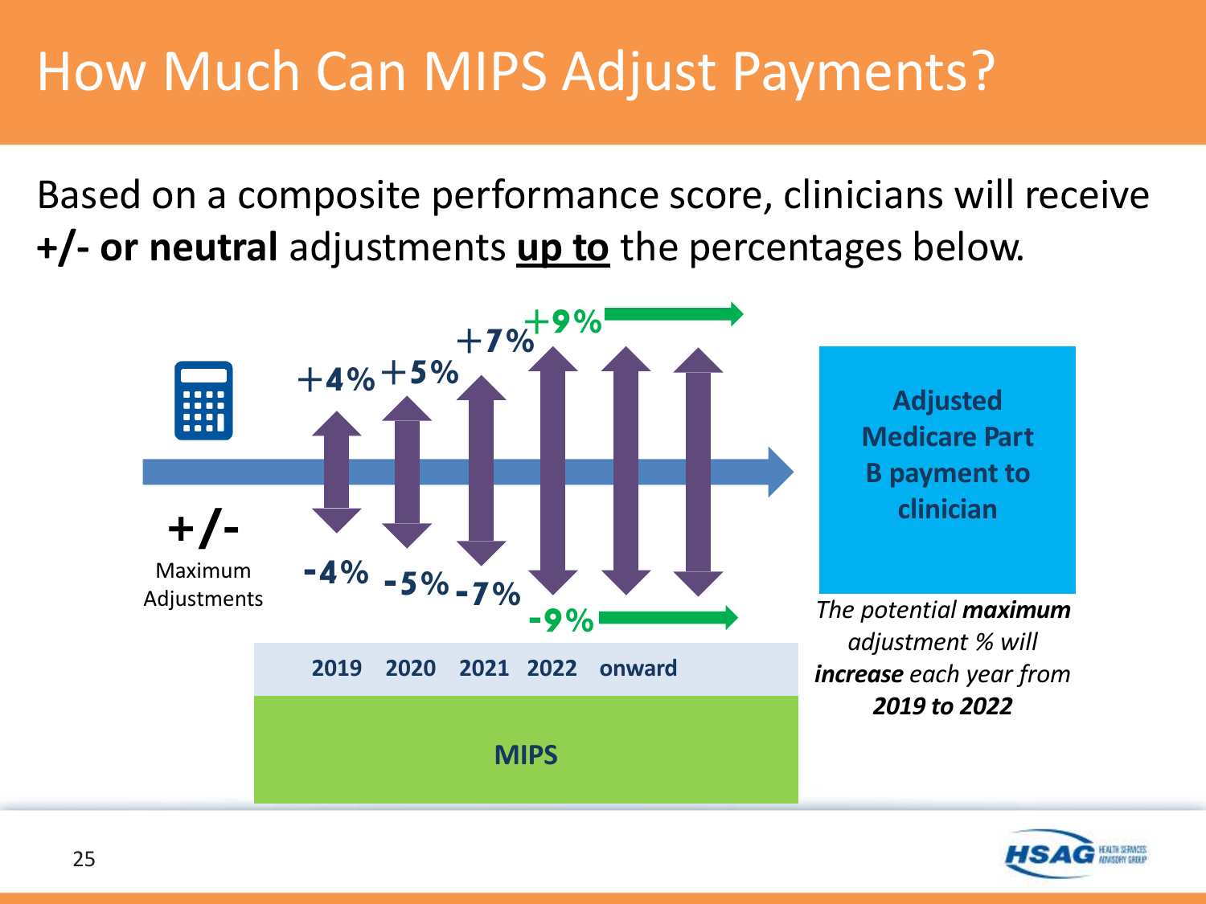# How Much Can MIPS Adjust Payments?

Based on a composite performance score, clinicians will receive **+/- or neutral** adjustments **up to** the percentages below.

**+/-**
Maximum Adjustments

| | 2019 | 2020 | 2021 | 2022 onward |
|---|---|---|---|---|
| Positive | +4% | +5% | +7% | +9% |
| Negative | -4% | -5% | -7% | -9% |

**MIPS**

**Adjusted Medicare Part B payment to clinician**

*The potential **maximum** adjustment % will **increase** each year from **2019 to 2022***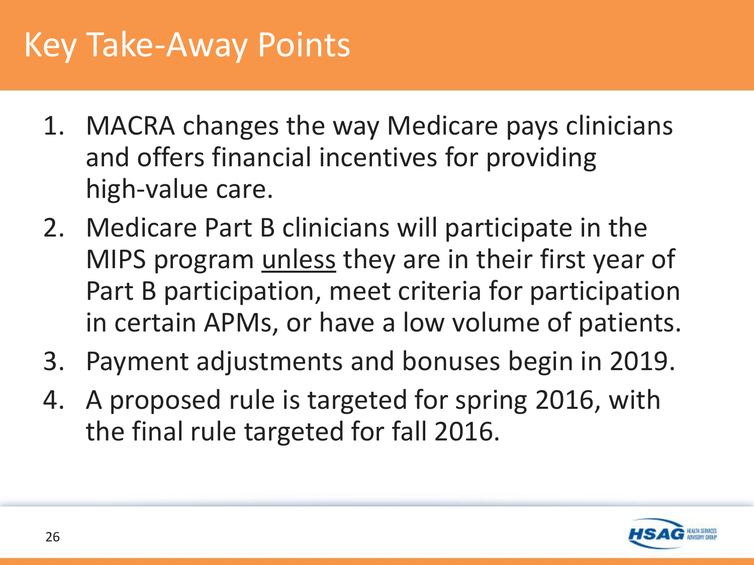# Key Take-Away Points

1. MACRA changes the way Medicare pays clinicians and offers financial incentives for providing high-value care.
2. Medicare Part B clinicians will participate in the MIPS program <u>unless</u> they are in their first year of Part B participation, meet criteria for participation in certain APMs, or have a low volume of patients.
3. Payment adjustments and bonuses begin in 2019.
4. A proposed rule is targeted for spring 2016, with the final rule targeted for fall 2016.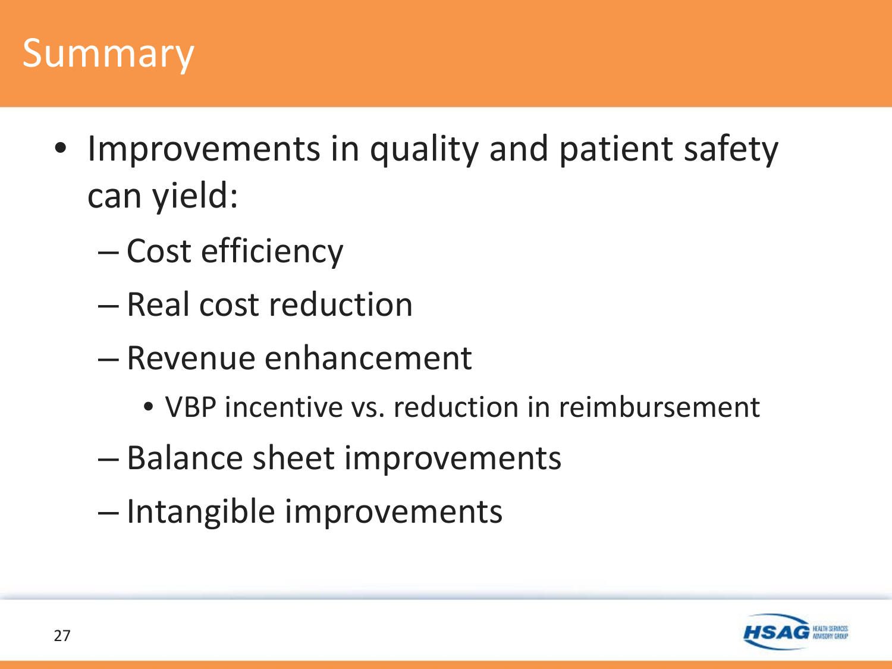# Summary

- Improvements in quality and patient safety can yield:
  - Cost efficiency
  - Real cost reduction
  - Revenue enhancement
    - VBP incentive vs. reduction in reimbursement
  - Balance sheet improvements
  - Intangible improvements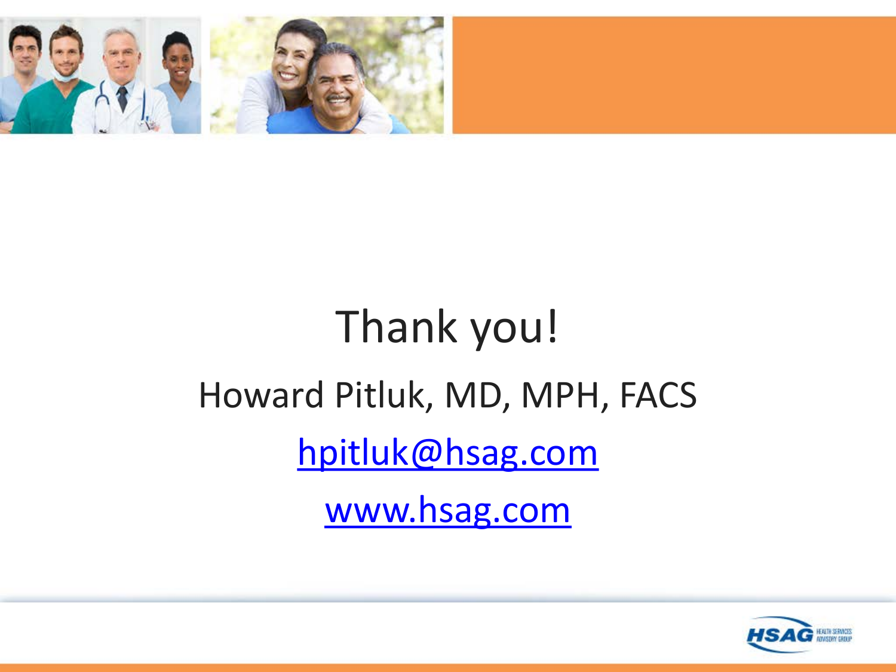# Thank you!

Howard Pitluk, MD, MPH, FACS

hpitluk@hsag.com

www.hsag.com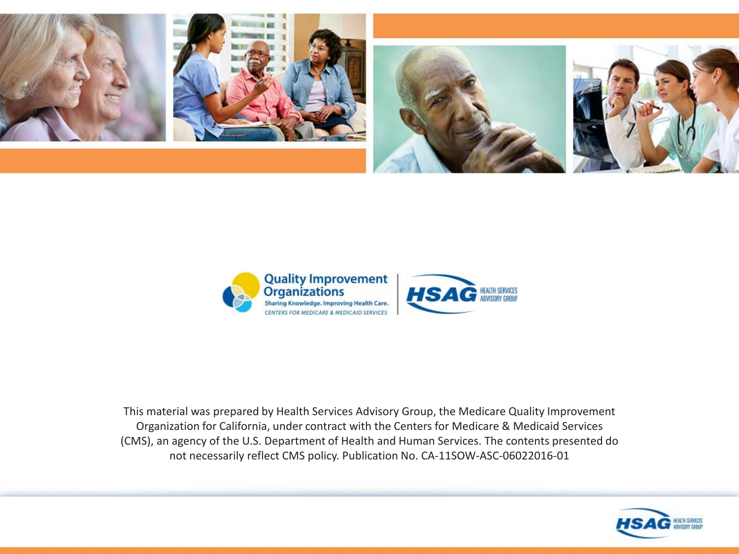This material was prepared by Health Services Advisory Group, the Medicare Quality Improvement Organization for California, under contract with the Centers for Medicare & Medicaid Services (CMS), an agency of the U.S. Department of Health and Human Services. The contents presented do not necessarily reflect CMS policy. Publication No. CA-11SOW-ASC-06022016-01